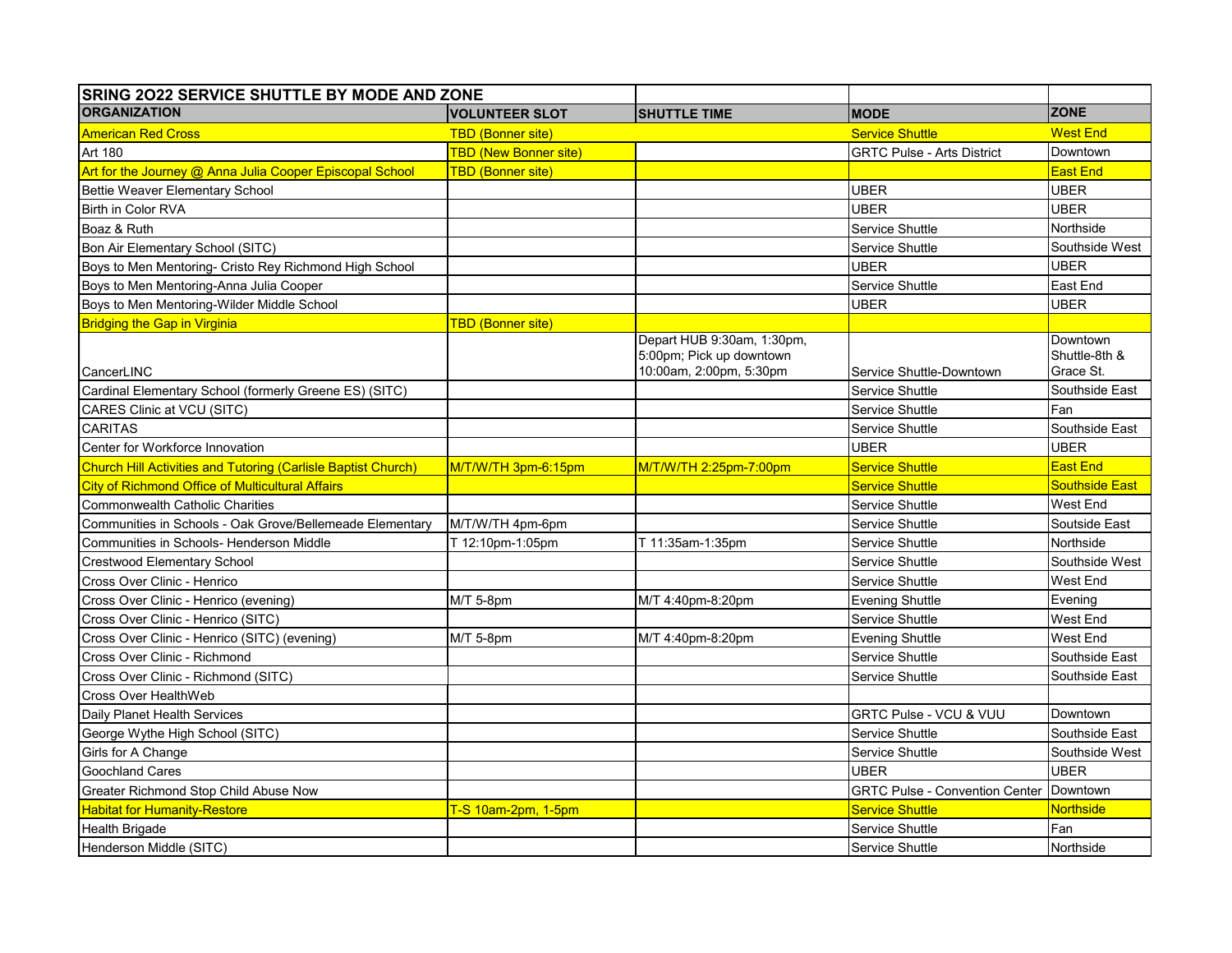| SRING 2O22 SERVICE SHUTTLE BY MODE AND ZONE | | | | |
|---|---|---|---|---|
| **ORGANIZATION** | **VOLUNTEER SLOT** | **SHUTTLE TIME** | **MODE** | **ZONE** |
| American Red Cross | TBD (Bonner site) | | Service Shuttle | West End |
| Art 180 | TBD (New Bonner site) | | GRTC Pulse - Arts District | Downtown |
| Art for the Journey @ Anna Julia Cooper Episcopal School | TBD (Bonner site) | | | East End |
| Bettie Weaver Elementary School | | | UBER | UBER |
| Birth in Color RVA | | | UBER | UBER |
| Boaz & Ruth | | | Service Shuttle | Northside |
| Bon Air Elementary School (SITC) | | | Service Shuttle | Southside West |
| Boys to Men Mentoring- Cristo Rey Richmond High School | | | UBER | UBER |
| Boys to Men Mentoring-Anna Julia Cooper | | | Service Shuttle | East End |
| Boys to Men Mentoring-Wilder Middle School | | | UBER | UBER |
| Bridging the Gap in Virginia | TBD (Bonner site) | | | |
| CancerLINC | | Depart HUB 9:30am, 1:30pm, 5:00pm; Pick up downtown 10:00am, 2:00pm, 5:30pm | Service Shuttle-Downtown | Downtown Shuttle-8th & Grace St. |
| Cardinal Elementary School (formerly Greene ES) (SITC) | | | Service Shuttle | Southside East |
| CARES Clinic at VCU (SITC) | | | Service Shuttle | Fan |
| CARITAS | | | Service Shuttle | Southside East |
| Center for Workforce Innovation | | | UBER | UBER |
| Church Hill Activities and Tutoring (Carlisle Baptist Church) | M/T/W/TH 3pm-6:15pm | M/T/W/TH 2:25pm-7:00pm | Service Shuttle | East End |
| City of Richmond Office of Multicultural Affairs | | | Service Shuttle | Southside East |
| Commonwealth Catholic Charities | | | Service Shuttle | West End |
| Communities in Schools - Oak Grove/Bellemeade Elementary | M/T/W/TH 4pm-6pm | | Service Shuttle | Soutside East |
| Communities in Schools- Henderson Middle | T 12:10pm-1:05pm | T 11:35am-1:35pm | Service Shuttle | Northside |
| Crestwood Elementary School | | | Service Shuttle | Southside West |
| Cross Over Clinic - Henrico | | | Service Shuttle | West End |
| Cross Over Clinic - Henrico (evening) | M/T 5-8pm | M/T 4:40pm-8:20pm | Evening Shuttle | Evening |
| Cross Over Clinic - Henrico (SITC) | | | Service Shuttle | West End |
| Cross Over Clinic - Henrico (SITC) (evening) | M/T 5-8pm | M/T 4:40pm-8:20pm | Evening Shuttle | West End |
| Cross Over Clinic - Richmond | | | Service Shuttle | Southside East |
| Cross Over Clinic - Richmond (SITC) | | | Service Shuttle | Southside East |
| Cross Over HealthWeb | | | | |
| Daily Planet Health Services | | | GRTC Pulse - VCU & VUU | Downtown |
| George Wythe High School (SITC) | | | Service Shuttle | Southside East |
| Girls for A Change | | | Service Shuttle | Southside West |
| Goochland Cares | | | UBER | UBER |
| Greater Richmond Stop Child Abuse Now | | | GRTC Pulse - Convention Center | Downtown |
| Habitat for Humanity-Restore | T-S 10am-2pm, 1-5pm | | Service Shuttle | Northside |
| Health Brigade | | | Service Shuttle | Fan |
| Henderson Middle (SITC) | | | Service Shuttle | Northside |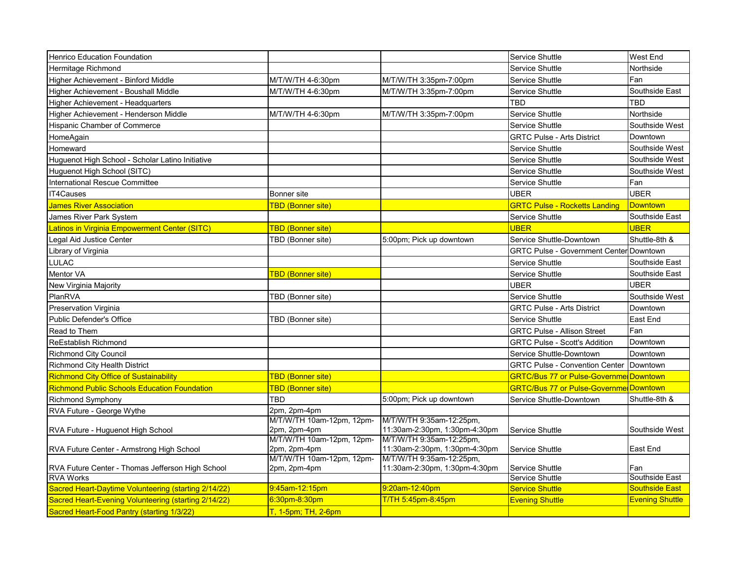| | | | | |
|---|---|---|---|---|
| Henrico Education Foundation | | | Service Shuttle | West End |
| Hermitage Richmond | | | Service Shuttle | Northside |
| Higher Achievement - Binford Middle | M/T/W/TH 4-6:30pm | M/T/W/TH 3:35pm-7:00pm | Service Shuttle | Fan |
| Higher Achievement - Boushall Middle | M/T/W/TH 4-6:30pm | M/T/W/TH 3:35pm-7:00pm | Service Shuttle | Southside East |
| Higher Achievement - Headquarters | | | TBD | TBD |
| Higher Achievement - Henderson Middle | M/T/W/TH 4-6:30pm | M/T/W/TH 3:35pm-7:00pm | Service Shuttle | Northside |
| Hispanic Chamber of Commerce | | | Service Shuttle | Southside West |
| HomeAgain | | | GRTC Pulse - Arts District | Downtown |
| Homeward | | | Service Shuttle | Southside West |
| Huguenot High School - Scholar Latino Initiative | | | Service Shuttle | Southside West |
| Huguenot High School (SITC) | | | Service Shuttle | Southside West |
| International Rescue Committee | | | Service Shuttle | Fan |
| IT4Causes | Bonner site | | UBER | UBER |
| James River Association | TBD (Bonner site) | | GRTC Pulse - Rocketts Landing | Downtown |
| James River Park System | | | Service Shuttle | Southside East |
| Latinos in Virginia Empowerment Center (SITC) | TBD (Bonner site) | | UBER | UBER |
| Legal Aid Justice Center | TBD (Bonner site) | 5:00pm; Pick up downtown | Service Shuttle-Downtown | Shuttle-8th & |
| Library of Virginia | | | GRTC Pulse - Government Center | Downtown |
| LULAC | | | Service Shuttle | Southside East |
| Mentor VA | TBD (Bonner site) | | Service Shuttle | Southside East |
| New Virginia Majority | | | UBER | UBER |
| PlanRVA | TBD (Bonner site) | | Service Shuttle | Southside West |
| Preservation Virginia | | | GRTC Pulse - Arts District | Downtown |
| Public Defender's Office | TBD (Bonner site) | | Service Shuttle | East End |
| Read to Them | | | GRTC Pulse - Allison Street | Fan |
| ReEstablish Richmond | | | GRTC Pulse - Scott's Addition | Downtown |
| Richmond City Council | | | Service Shuttle-Downtown | Downtown |
| Richmond City Health District | | | GRTC Pulse - Convention Center | Downtown |
| Richmond City Office of Sustainability | TBD (Bonner site) | | GRTC/Bus 77 or Pulse-Governme | Downtown |
| Richmond Public Schools Education Foundation | TBD (Bonner site) | | GRTC/Bus 77 or Pulse-Governme | Downtown |
| Richmond Symphony | TBD | 5:00pm; Pick up downtown | Service Shuttle-Downtown | Shuttle-8th & |
| RVA Future - George Wythe | 2pm, 2pm-4pm | | | |
| RVA Future - Huguenot High School | M/T/W/TH 10am-12pm, 12pm-2pm, 2pm-4pm | M/T/W/TH 9:35am-12:25pm, 11:30am-2:30pm, 1:30pm-4:30pm | Service Shuttle | Southside West |
| RVA Future Center - Armstrong High School | M/T/W/TH 10am-12pm, 12pm-2pm, 2pm-4pm | M/T/W/TH 9:35am-12:25pm, 11:30am-2:30pm, 1:30pm-4:30pm | Service Shuttle | East End |
| RVA Future Center - Thomas Jefferson High School | M/T/W/TH 10am-12pm, 12pm-2pm, 2pm-4pm | M/T/W/TH 9:35am-12:25pm, 11:30am-2:30pm, 1:30pm-4:30pm | Service Shuttle | Fan |
| RVA Works | | | Service Shuttle | Southside East |
| Sacred Heart-Daytime Volunteering (starting 2/14/22) | 9:45am-12:15pm | 9:20am-12:40pm | Service Shuttle | Southside East |
| Sacred Heart-Evening Volunteering (starting 2/14/22) | 6:30pm-8:30pm | T/TH 5:45pm-8:45pm | Evening Shuttle | Evening Shuttle |
| Sacred Heart-Food Pantry (starting 1/3/22) | T, 1-5pm; TH, 2-6pm | | | |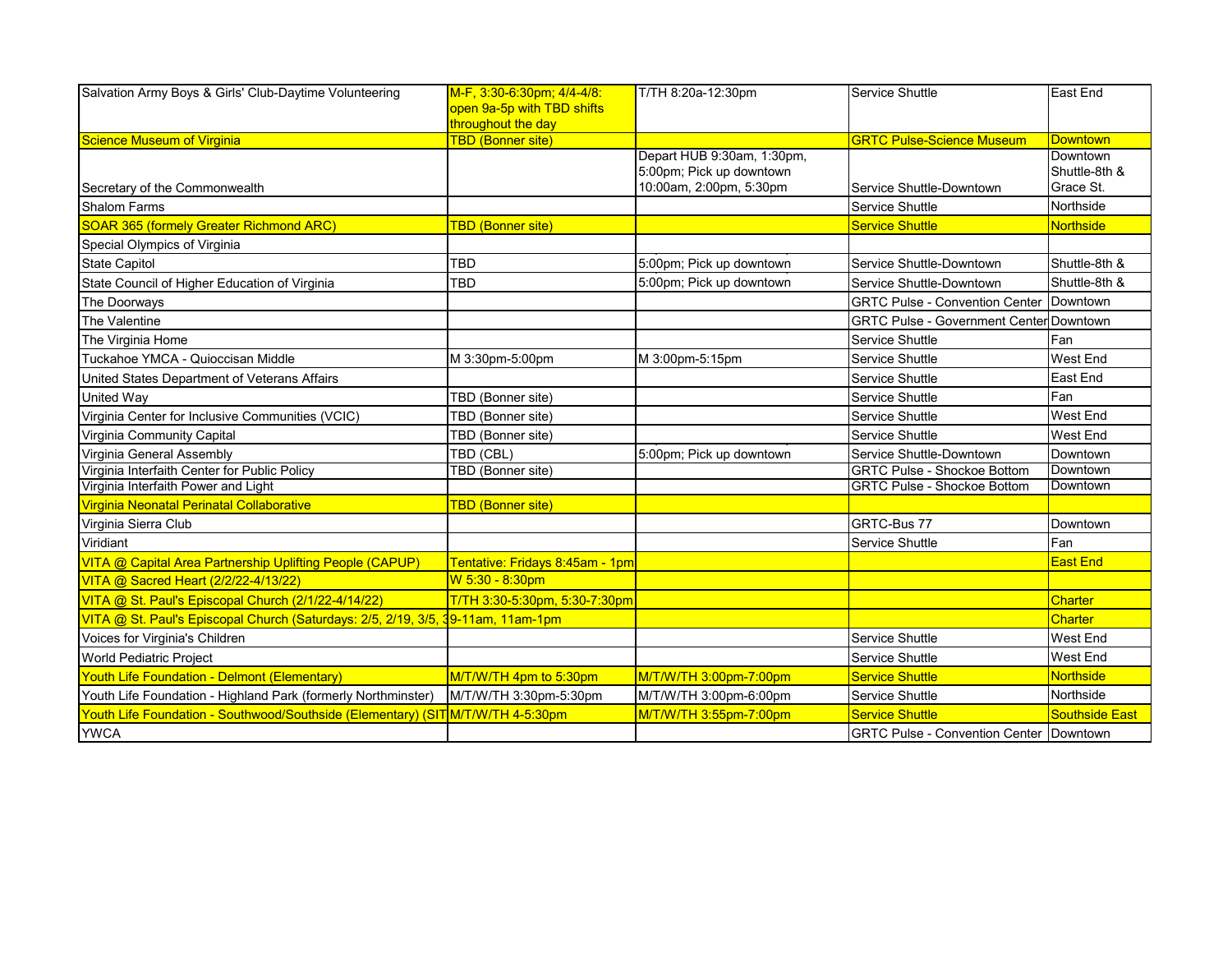| | | | | |
|---|---|---|---|---|
| Salvation Army Boys & Girls' Club-Daytime Volunteering | M-F, 3:30-6:30pm; 4/4-4/8: open 9a-5p with TBD shifts throughout the day | T/TH 8:20a-12:30pm | Service Shuttle | East End |
| Science Museum of Virginia | TBD (Bonner site) | | GRTC Pulse-Science Museum | Downtown |
| Secretary of the Commonwealth | | Depart HUB 9:30am, 1:30pm, 5:00pm; Pick up downtown 10:00am, 2:00pm, 5:30pm | Service Shuttle-Downtown | Downtown Shuttle-8th & Grace St. |
| Shalom Farms | | | Service Shuttle | Northside |
| SOAR 365 (formely Greater Richmond ARC) | TBD (Bonner site) | | Service Shuttle | Northside |
| Special Olympics of Virginia | | | | |
| State Capitol | TBD | 5:00pm; Pick up downtown | Service Shuttle-Downtown | Shuttle-8th & |
| State Council of Higher Education of Virginia | TBD | 5:00pm; Pick up downtown | Service Shuttle-Downtown | Shuttle-8th & |
| The Doorways | | | GRTC Pulse - Convention Center | Downtown |
| The Valentine | | | GRTC Pulse - Government Center | Downtown |
| The Virginia Home | | | Service Shuttle | Fan |
| Tuckahoe YMCA - Quioccisan Middle | M 3:30pm-5:00pm | M 3:00pm-5:15pm | Service Shuttle | West End |
| United States Department of Veterans Affairs | | | Service Shuttle | East End |
| United Way | TBD (Bonner site) | | Service Shuttle | Fan |
| Virginia Center for Inclusive Communities (VCIC) | TBD (Bonner site) | | Service Shuttle | West End |
| Virginia Community Capital | TBD (Bonner site) | | Service Shuttle | West End |
| Virginia General Assembly | TBD (CBL) | 5:00pm; Pick up downtown | Service Shuttle-Downtown | Downtown |
| Virginia Interfaith Center for Public Policy | TBD (Bonner site) | | GRTC Pulse - Shockoe Bottom | Downtown |
| Virginia Interfaith Power and Light | | | GRTC Pulse - Shockoe Bottom | Downtown |
| Virginia Neonatal Perinatal Collaborative | TBD (Bonner site) | | | |
| Virginia Sierra Club | | | GRTC-Bus 77 | Downtown |
| Viridiant | | | Service Shuttle | Fan |
| VITA @ Capital Area Partnership Uplifting People (CAPUP) | Tentative: Fridays 8:45am - 1pm | | | East End |
| VITA @ Sacred Heart (2/2/22-4/13/22) | W 5:30 - 8:30pm | | | |
| VITA @ St. Paul's Episcopal Church (2/1/22-4/14/22) | T/TH 3:30-5:30pm, 5:30-7:30pm | | | Charter |
| VITA @ St. Paul's Episcopal Church (Saturdays: 2/5, 2/19, 3/5, 3 | 9-11am, 11am-1pm | | | Charter |
| Voices for Virginia's Children | | | Service Shuttle | West End |
| World Pediatric Project | | | Service Shuttle | West End |
| Youth Life Foundation - Delmont (Elementary) | M/T/W/TH 4pm to 5:30pm | M/T/W/TH 3:00pm-7:00pm | Service Shuttle | Northside |
| Youth Life Foundation - Highland Park (formerly Northminster) | M/T/W/TH 3:30pm-5:30pm | M/T/W/TH 3:00pm-6:00pm | Service Shuttle | Northside |
| Youth Life Foundation - Southwood/Southside (Elementary) (SIT | M/T/W/TH 4-5:30pm | M/T/W/TH 3:55pm-7:00pm | Service Shuttle | Southside East |
| YWCA | | | GRTC Pulse - Convention Center | Downtown |